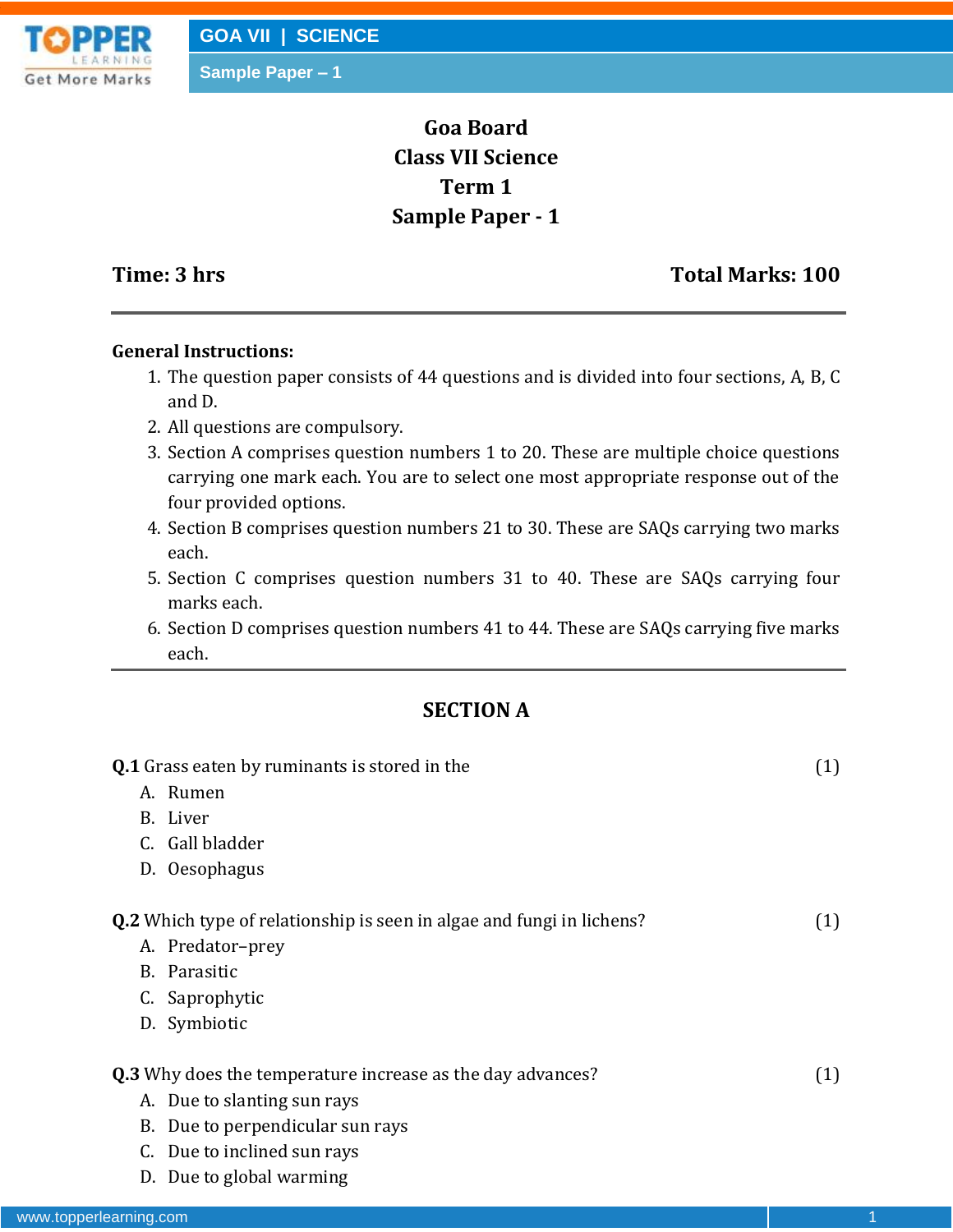# Goa Board
# Class VII Science
# Term 1
# Sample Paper - 1

**Time: 3 hrs** **Total Marks: 100**

---

**General Instructions:**

1. The question paper consists of 44 questions and is divided into four sections, A, B, C and D.
2. All questions are compulsory.
3. Section A comprises question numbers 1 to 20. These are multiple choice questions carrying one mark each. You are to select one most appropriate response out of the four provided options.
4. Section B comprises question numbers 21 to 30. These are SAQs carrying two marks each.
5. Section C comprises question numbers 31 to 40. These are SAQs carrying four marks each.
6. Section D comprises question numbers 41 to 44. These are SAQs carrying five marks each.

---

## SECTION A

**Q.1** Grass eaten by ruminants is stored in the (1)

A. Rumen
B. Liver
C. Gall bladder
D. Oesophagus

**Q.2** Which type of relationship is seen in algae and fungi in lichens? (1)

A. Predator–prey
B. Parasitic
C. Saprophytic
D. Symbiotic

**Q.3** Why does the temperature increase as the day advances? (1)

A. Due to slanting sun rays
B. Due to perpendicular sun rays
C. Due to inclined sun rays
D. Due to global warming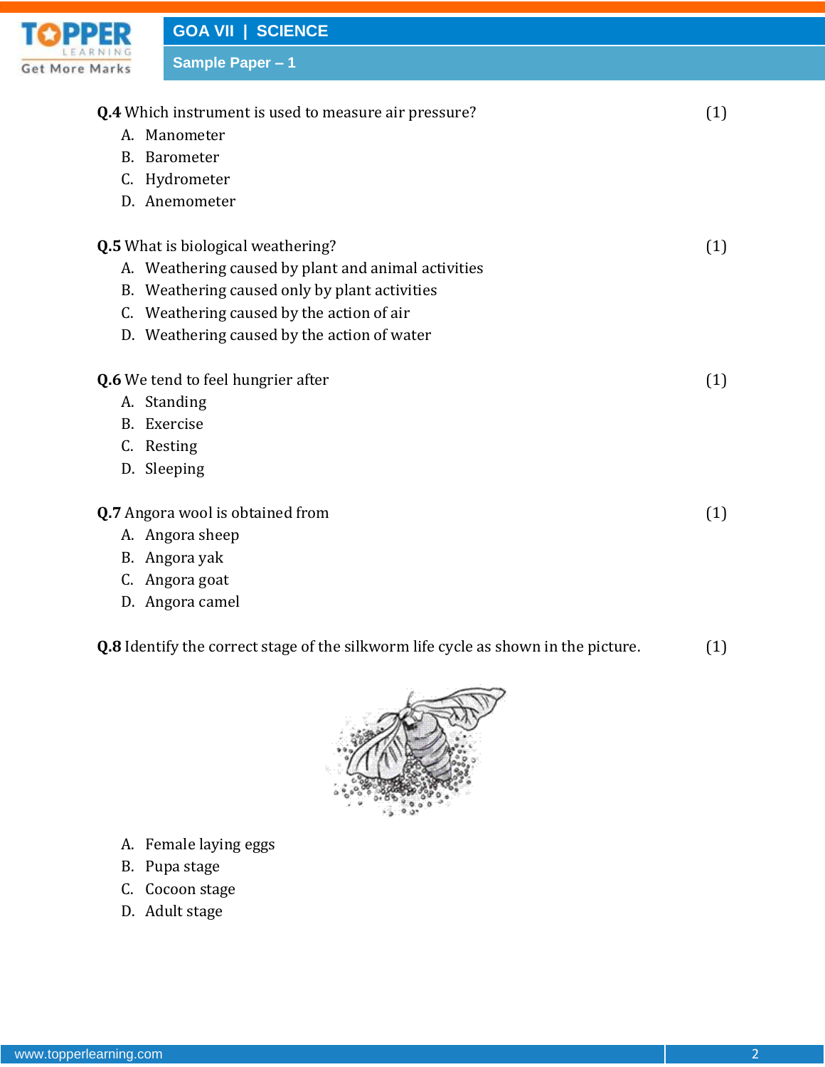**Q.4** Which instrument is used to measure air pressure? (1)

A. Manometer
B. Barometer
C. Hydrometer
D. Anemometer

**Q.5** What is biological weathering? (1)

A. Weathering caused by plant and animal activities
B. Weathering caused only by plant activities
C. Weathering caused by the action of air
D. Weathering caused by the action of water

**Q.6** We tend to feel hungrier after (1)

A. Standing
B. Exercise
C. Resting
D. Sleeping

**Q.7** Angora wool is obtained from (1)

A. Angora sheep
B. Angora yak
C. Angora goat
D. Angora camel

**Q.8** Identify the correct stage of the silkworm life cycle as shown in the picture. (1)

A. Female laying eggs
B. Pupa stage
C. Cocoon stage
D. Adult stage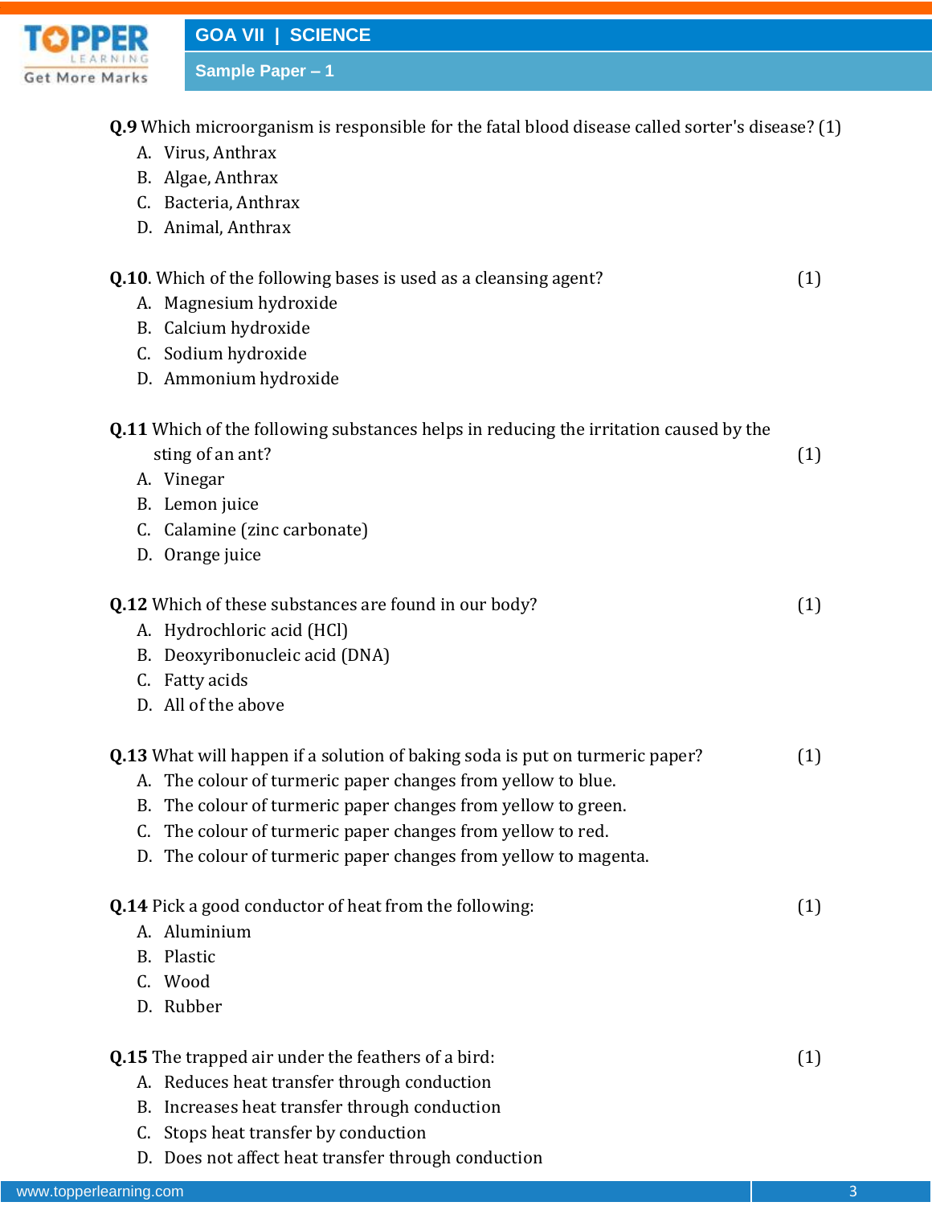**Q.9** Which microorganism is responsible for the fatal blood disease called sorter's disease? (1)

A. Virus, Anthrax
B. Algae, Anthrax
C. Bacteria, Anthrax
D. Animal, Anthrax

**Q.10**. Which of the following bases is used as a cleansing agent? (1)

A. Magnesium hydroxide
B. Calcium hydroxide
C. Sodium hydroxide
D. Ammonium hydroxide

**Q.11** Which of the following substances helps in reducing the irritation caused by the sting of an ant? (1)

A. Vinegar
B. Lemon juice
C. Calamine (zinc carbonate)
D. Orange juice

**Q.12** Which of these substances are found in our body? (1)

A. Hydrochloric acid (HCl)
B. Deoxyribonucleic acid (DNA)
C. Fatty acids
D. All of the above

**Q.13** What will happen if a solution of baking soda is put on turmeric paper? (1)

A. The colour of turmeric paper changes from yellow to blue.
B. The colour of turmeric paper changes from yellow to green.
C. The colour of turmeric paper changes from yellow to red.
D. The colour of turmeric paper changes from yellow to magenta.

**Q.14** Pick a good conductor of heat from the following: (1)

A. Aluminium
B. Plastic
C. Wood
D. Rubber

**Q.15** The trapped air under the feathers of a bird: (1)

A. Reduces heat transfer through conduction
B. Increases heat transfer through conduction
C. Stops heat transfer by conduction
D. Does not affect heat transfer through conduction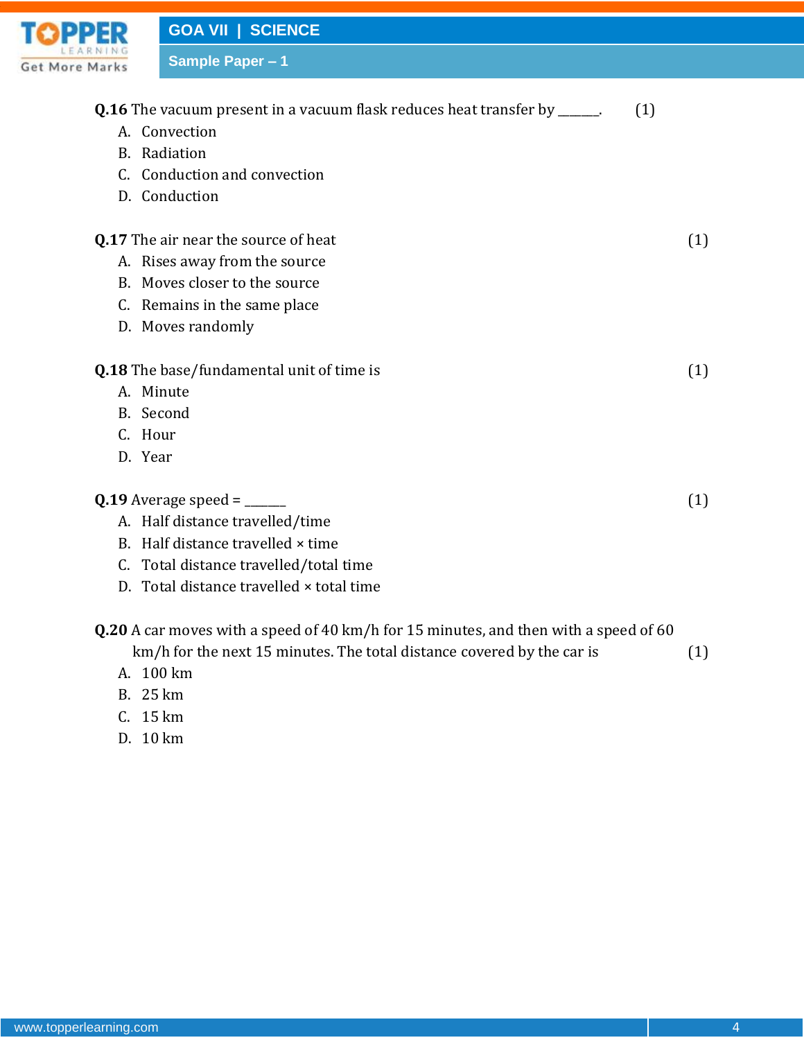**Q.16** The vacuum present in a vacuum flask reduces heat transfer by ______. (1)

A. Convection
B. Radiation
C. Conduction and convection
D. Conduction

**Q.17** The air near the source of heat (1)

A. Rises away from the source
B. Moves closer to the source
C. Remains in the same place
D. Moves randomly

**Q.18** The base/fundamental unit of time is (1)

A. Minute
B. Second
C. Hour
D. Year

**Q.19** Average speed = ______ (1)

A. Half distance travelled/time
B. Half distance travelled × time
C. Total distance travelled/total time
D. Total distance travelled × total time

**Q.20** A car moves with a speed of 40 km/h for 15 minutes, and then with a speed of 60 km/h for the next 15 minutes. The total distance covered by the car is (1)

A. 100 km
B. 25 km
C. 15 km
D. 10 km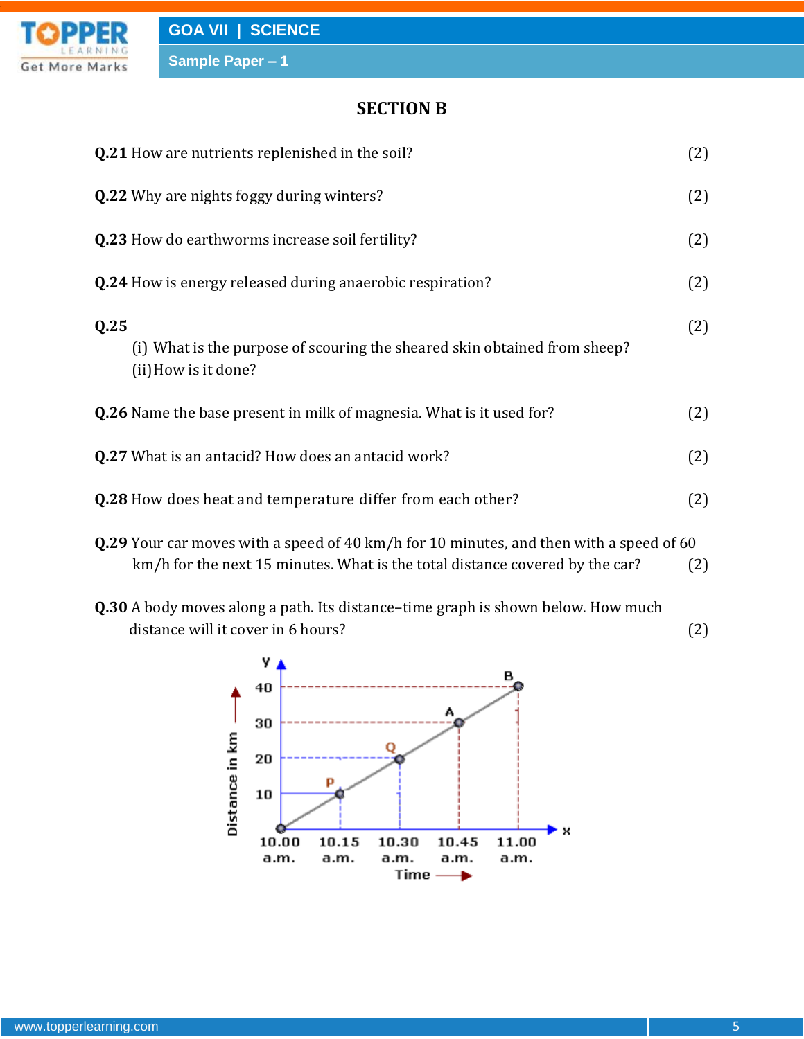## SECTION B

**Q.21** How are nutrients replenished in the soil? (2)

**Q.22** Why are nights foggy during winters? (2)

**Q.23** How do earthworms increase soil fertility? (2)

**Q.24** How is energy released during anaerobic respiration? (2)

**Q.25** (2)

(i) What is the purpose of scouring the sheared skin obtained from sheep?

(ii) How is it done?

**Q.26** Name the base present in milk of magnesia. What is it used for? (2)

**Q.27** What is an antacid? How does an antacid work? (2)

**Q.28** How does heat and temperature differ from each other? (2)

**Q.29** Your car moves with a speed of 40 km/h for 10 minutes, and then with a speed of 60 km/h for the next 15 minutes. What is the total distance covered by the car? (2)

**Q.30** A body moves along a path. Its distance–time graph is shown below. How much distance will it cover in 6 hours? (2)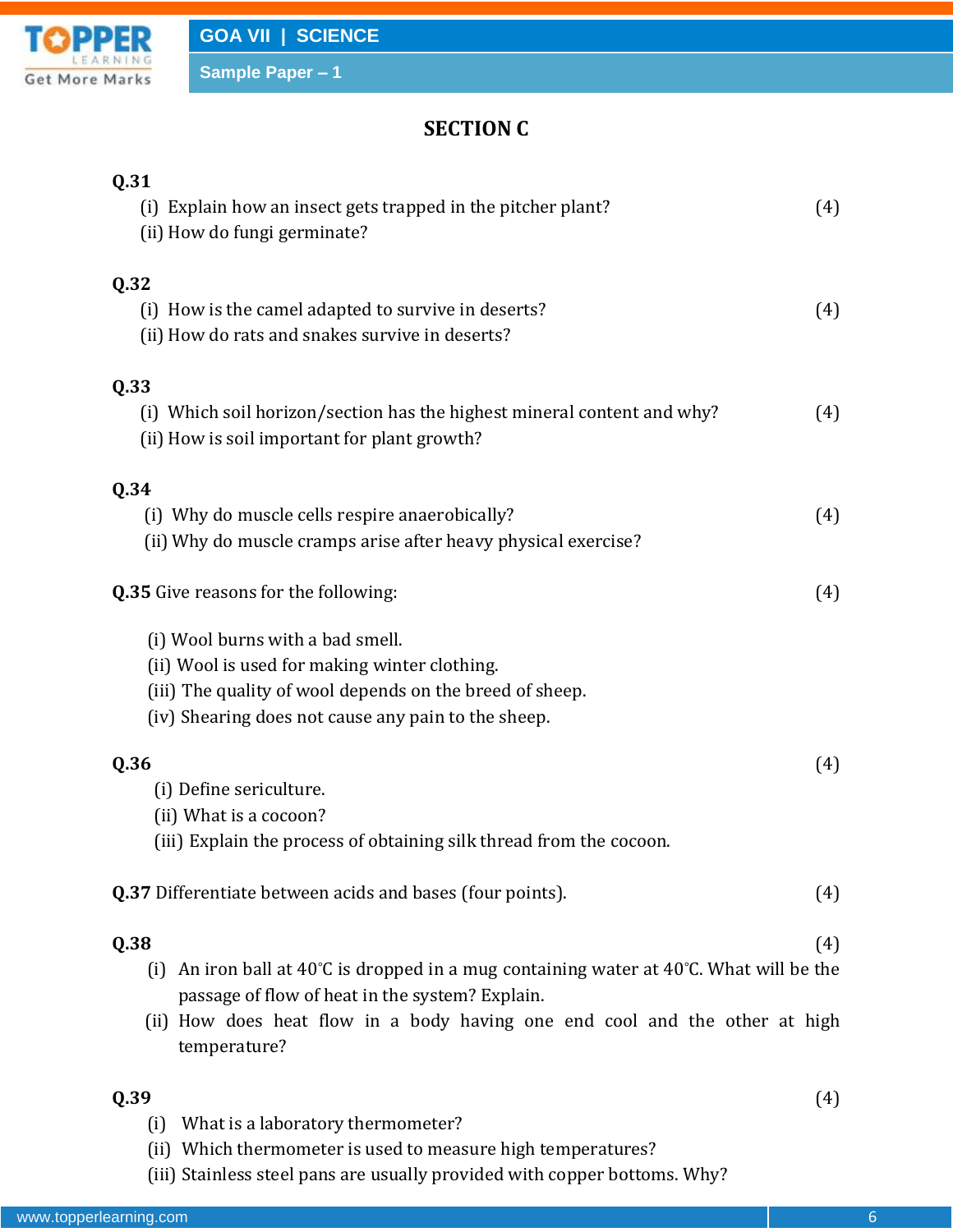## SECTION C

**Q.31**

(i) Explain how an insect gets trapped in the pitcher plant? (4)

(ii) How do fungi germinate?

**Q.32**

(i) How is the camel adapted to survive in deserts? (4)

(ii) How do rats and snakes survive in deserts?

**Q.33**

(i) Which soil horizon/section has the highest mineral content and why? (4)

(ii) How is soil important for plant growth?

**Q.34**

(i) Why do muscle cells respire anaerobically? (4)

(ii) Why do muscle cramps arise after heavy physical exercise?

**Q.35** Give reasons for the following: (4)

(i) Wool burns with a bad smell.

(ii) Wool is used for making winter clothing.

(iii) The quality of wool depends on the breed of sheep.

(iv) Shearing does not cause any pain to the sheep.

**Q.36** (4)

(i) Define sericulture.

(ii) What is a cocoon?

(iii) Explain the process of obtaining silk thread from the cocoon.

**Q.37** Differentiate between acids and bases (four points). (4)

**Q.38** (4)

(i) An iron ball at 40°C is dropped in a mug containing water at 40°C. What will be the passage of flow of heat in the system? Explain.

(ii) How does heat flow in a body having one end cool and the other at high temperature?

**Q.39** (4)

(i) What is a laboratory thermometer?

(ii) Which thermometer is used to measure high temperatures?

(iii) Stainless steel pans are usually provided with copper bottoms. Why?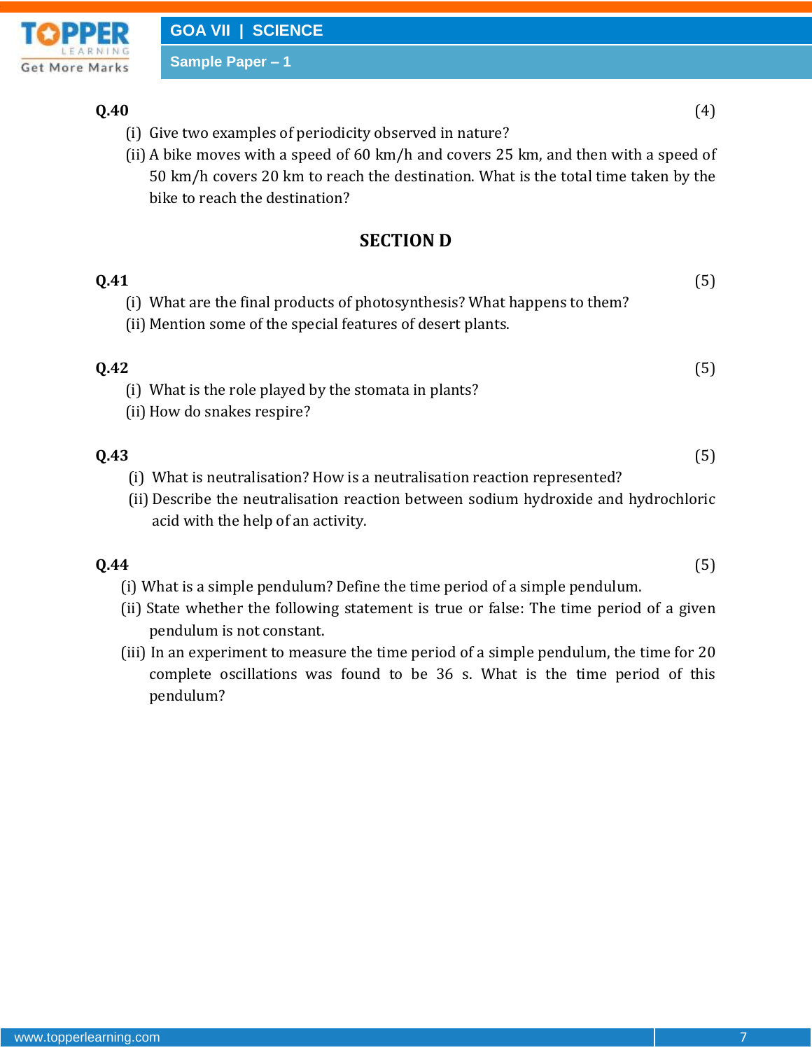**Q.40** (4)

(i) Give two examples of periodicity observed in nature?

(ii) A bike moves with a speed of 60 km/h and covers 25 km, and then with a speed of 50 km/h covers 20 km to reach the destination. What is the total time taken by the bike to reach the destination?

## SECTION D

**Q.41** (5)

(i) What are the final products of photosynthesis? What happens to them?

(ii) Mention some of the special features of desert plants.

**Q.42** (5)

(i) What is the role played by the stomata in plants?

(ii) How do snakes respire?

**Q.43** (5)

(i) What is neutralisation? How is a neutralisation reaction represented?

(ii) Describe the neutralisation reaction between sodium hydroxide and hydrochloric acid with the help of an activity.

**Q.44** (5)

(i) What is a simple pendulum? Define the time period of a simple pendulum.

(ii) State whether the following statement is true or false: The time period of a given pendulum is not constant.

(iii) In an experiment to measure the time period of a simple pendulum, the time for 20 complete oscillations was found to be 36 s. What is the time period of this pendulum?